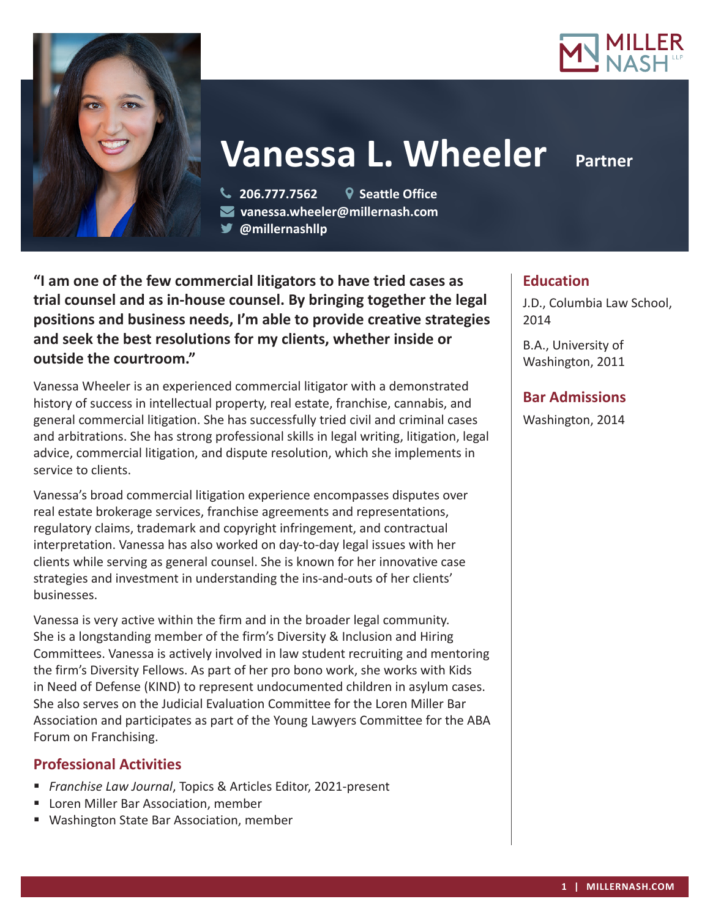# Vanessa L. Wheeler

**Partner**

206.777.7562 | Seattle Office
vanessa.wheeler@millernash.com
@millernashllp

**"I am one of the few commercial litigators to have tried cases as trial counsel and as in-house counsel. By bringing together the legal positions and business needs, I'm able to provide creative strategies and seek the best resolutions for my clients, whether inside or outside the courtroom."**

Vanessa Wheeler is an experienced commercial litigator with a demonstrated history of success in intellectual property, real estate, franchise, cannabis, and general commercial litigation. She has successfully tried civil and criminal cases and arbitrations. She has strong professional skills in legal writing, litigation, legal advice, commercial litigation, and dispute resolution, which she implements in service to clients.

Vanessa's broad commercial litigation experience encompasses disputes over real estate brokerage services, franchise agreements and representations, regulatory claims, trademark and copyright infringement, and contractual interpretation. Vanessa has also worked on day-to-day legal issues with her clients while serving as general counsel. She is known for her innovative case strategies and investment in understanding the ins-and-outs of her clients' businesses.

Vanessa is very active within the firm and in the broader legal community. She is a longstanding member of the firm's Diversity & Inclusion and Hiring Committees. Vanessa is actively involved in law student recruiting and mentoring the firm's Diversity Fellows. As part of her pro bono work, she works with Kids in Need of Defense (KIND) to represent undocumented children in asylum cases. She also serves on the Judicial Evaluation Committee for the Loren Miller Bar Association and participates as part of the Young Lawyers Committee for the ABA Forum on Franchising.

## Professional Activities

- *Franchise Law Journal*, Topics & Articles Editor, 2021-present
- Loren Miller Bar Association, member
- Washington State Bar Association, member

## Education

J.D., Columbia Law School, 2014

B.A., University of Washington, 2011

## Bar Admissions

Washington, 2014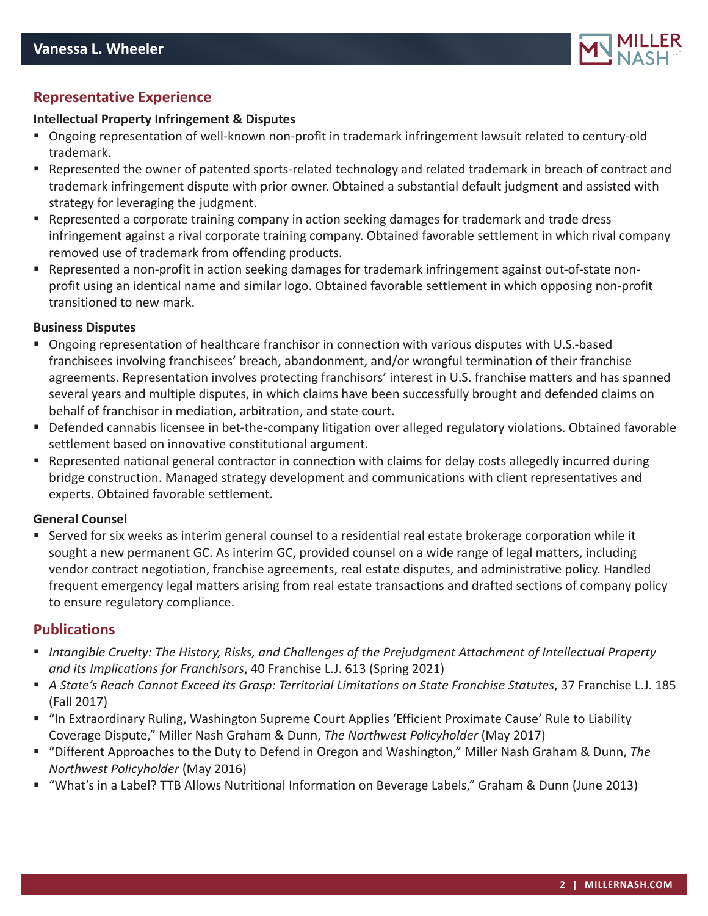## Representative Experience

**Intellectual Property Infringement & Disputes**

- Ongoing representation of well-known non-profit in trademark infringement lawsuit related to century-old trademark.
- Represented the owner of patented sports-related technology and related trademark in breach of contract and trademark infringement dispute with prior owner. Obtained a substantial default judgment and assisted with strategy for leveraging the judgment.
- Represented a corporate training company in action seeking damages for trademark and trade dress infringement against a rival corporate training company. Obtained favorable settlement in which rival company removed use of trademark from offending products.
- Represented a non-profit in action seeking damages for trademark infringement against out-of-state non-profit using an identical name and similar logo. Obtained favorable settlement in which opposing non-profit transitioned to new mark.

**Business Disputes**

- Ongoing representation of healthcare franchisor in connection with various disputes with U.S.-based franchisees involving franchisees' breach, abandonment, and/or wrongful termination of their franchise agreements. Representation involves protecting franchisors' interest in U.S. franchise matters and has spanned several years and multiple disputes, in which claims have been successfully brought and defended claims on behalf of franchisor in mediation, arbitration, and state court.
- Defended cannabis licensee in bet-the-company litigation over alleged regulatory violations. Obtained favorable settlement based on innovative constitutional argument.
- Represented national general contractor in connection with claims for delay costs allegedly incurred during bridge construction. Managed strategy development and communications with client representatives and experts. Obtained favorable settlement.

**General Counsel**

- Served for six weeks as interim general counsel to a residential real estate brokerage corporation while it sought a new permanent GC. As interim GC, provided counsel on a wide range of legal matters, including vendor contract negotiation, franchise agreements, real estate disputes, and administrative policy. Handled frequent emergency legal matters arising from real estate transactions and drafted sections of company policy to ensure regulatory compliance.

## Publications

- *Intangible Cruelty: The History, Risks, and Challenges of the Prejudgment Attachment of Intellectual Property and its Implications for Franchisors*, 40 Franchise L.J. 613 (Spring 2021)
- *A State's Reach Cannot Exceed its Grasp: Territorial Limitations on State Franchise Statutes*, 37 Franchise L.J. 185 (Fall 2017)
- "In Extraordinary Ruling, Washington Supreme Court Applies 'Efficient Proximate Cause' Rule to Liability Coverage Dispute," Miller Nash Graham & Dunn, *The Northwest Policyholder* (May 2017)
- "Different Approaches to the Duty to Defend in Oregon and Washington," Miller Nash Graham & Dunn, *The Northwest Policyholder* (May 2016)
- "What's in a Label? TTB Allows Nutritional Information on Beverage Labels," Graham & Dunn (June 2013)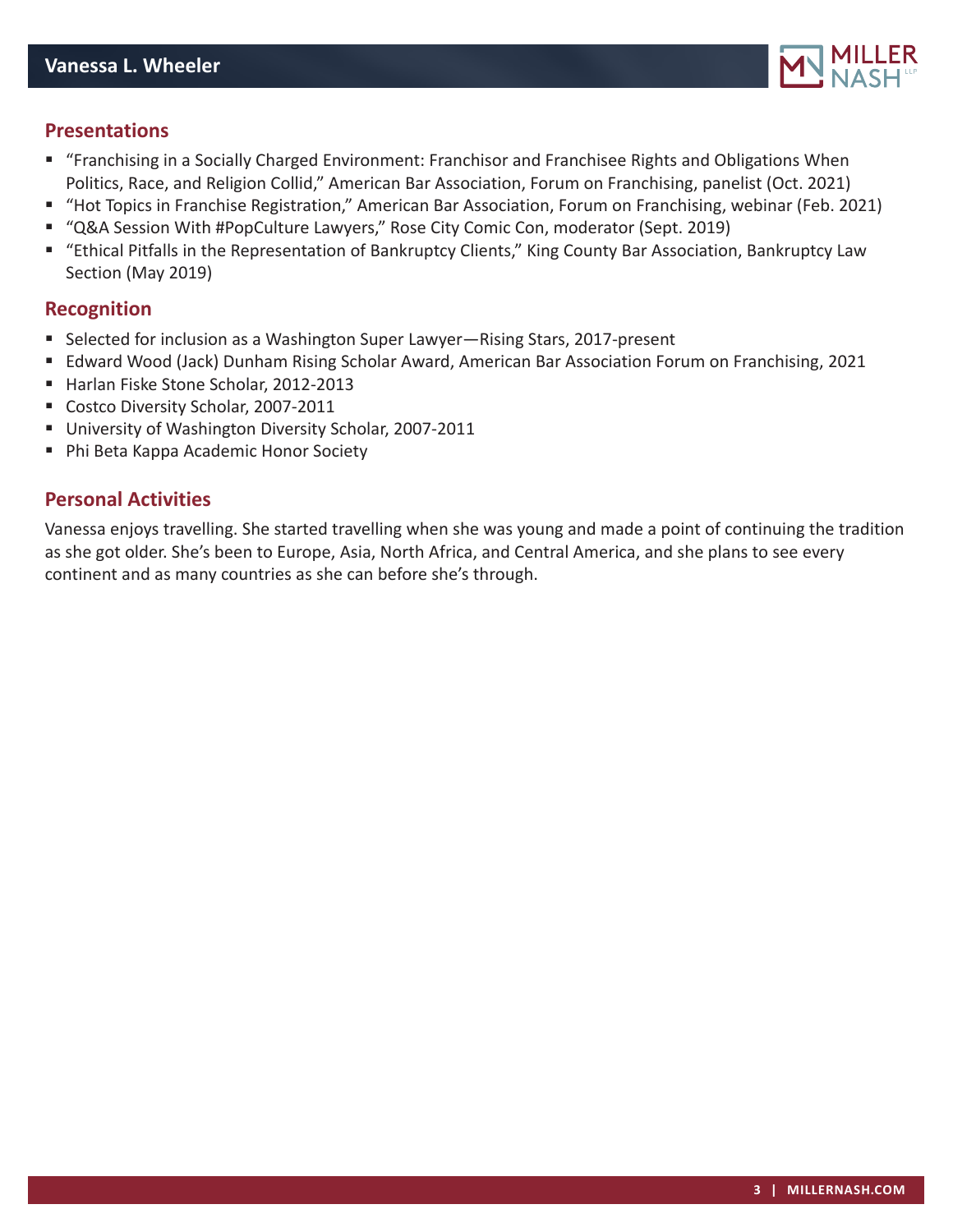## Presentations

- "Franchising in a Socially Charged Environment: Franchisor and Franchisee Rights and Obligations When Politics, Race, and Religion Collid," American Bar Association, Forum on Franchising, panelist (Oct. 2021)
- "Hot Topics in Franchise Registration," American Bar Association, Forum on Franchising, webinar (Feb. 2021)
- "Q&A Session With #PopCulture Lawyers," Rose City Comic Con, moderator (Sept. 2019)
- "Ethical Pitfalls in the Representation of Bankruptcy Clients," King County Bar Association, Bankruptcy Law Section (May 2019)

## Recognition

- Selected for inclusion as a Washington Super Lawyer—Rising Stars, 2017-present
- Edward Wood (Jack) Dunham Rising Scholar Award, American Bar Association Forum on Franchising, 2021
- Harlan Fiske Stone Scholar, 2012-2013
- Costco Diversity Scholar, 2007-2011
- University of Washington Diversity Scholar, 2007-2011
- Phi Beta Kappa Academic Honor Society

## Personal Activities

Vanessa enjoys travelling. She started travelling when she was young and made a point of continuing the tradition as she got older. She's been to Europe, Asia, North Africa, and Central America, and she plans to see every continent and as many countries as she can before she's through.